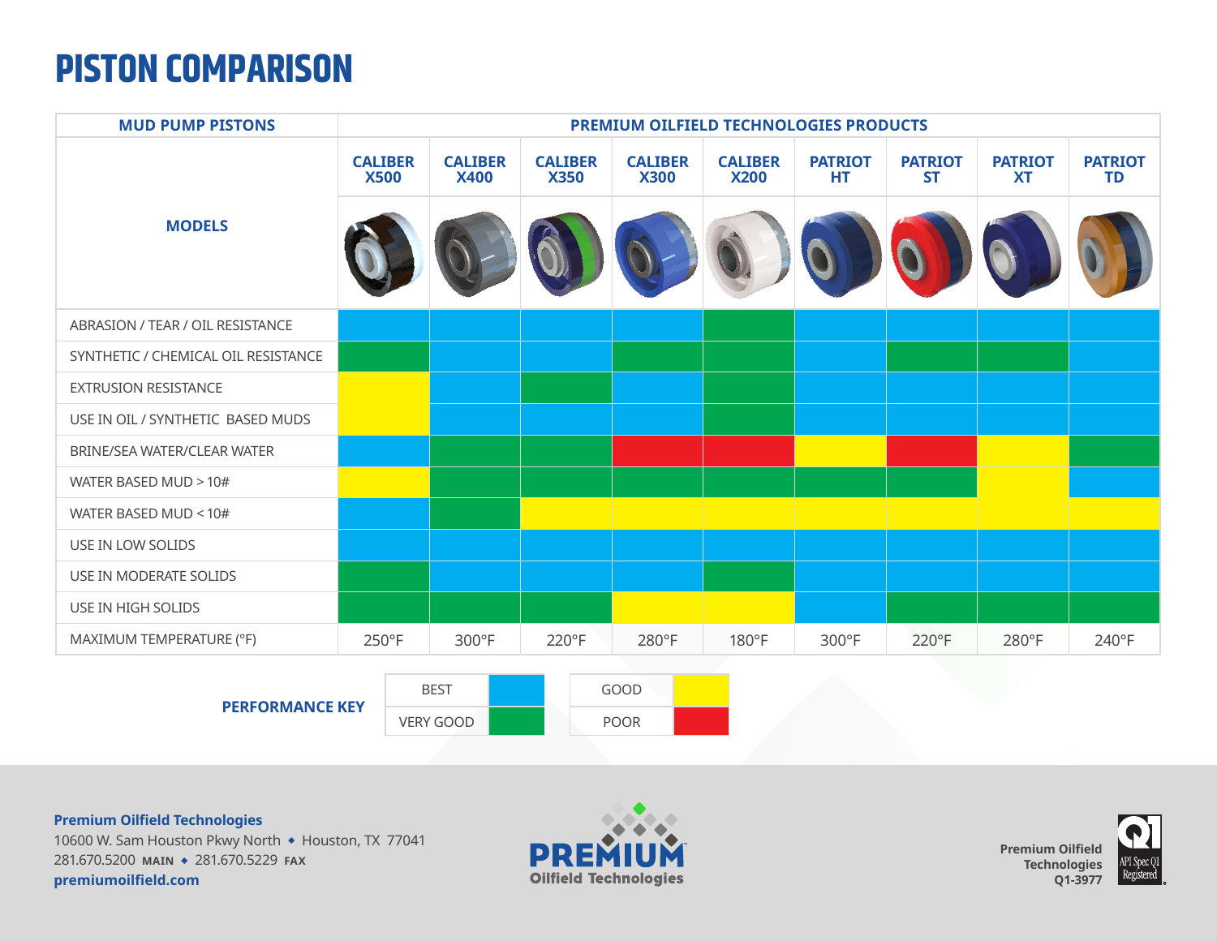# PISTON COMPARISON

| MUD PUMP PISTONS | PREMIUM OILFIELD TECHNOLOGIES PRODUCTS | | | | | | | | |
|---|---|---|---|---|---|---|---|---|---|
| MODELS | CALIBER X500 | CALIBER X400 | CALIBER X350 | CALIBER X300 | CALIBER X200 | PATRIOT HT | PATRIOT ST | PATRIOT XT | PATRIOT TD |
| ABRASION / TEAR / OIL RESISTANCE | BEST | BEST | BEST | BEST | VERY GOOD | BEST | BEST | BEST | BEST |
| SYNTHETIC / CHEMICAL OIL RESISTANCE | VERY GOOD | BEST | BEST | VERY GOOD | VERY GOOD | BEST | VERY GOOD | VERY GOOD | BEST |
| EXTRUSION RESISTANCE | GOOD | BEST | VERY GOOD | BEST | VERY GOOD | BEST | BEST | BEST | BEST |
| USE IN OIL / SYNTHETIC BASED MUDS | GOOD | BEST | BEST | BEST | VERY GOOD | BEST | BEST | BEST | BEST |
| BRINE/SEA WATER/CLEAR WATER | BEST | VERY GOOD | VERY GOOD | POOR | POOR | GOOD | POOR | GOOD | VERY GOOD |
| WATER BASED MUD > 10# | GOOD | VERY GOOD | VERY GOOD | VERY GOOD | VERY GOOD | VERY GOOD | VERY GOOD | GOOD | BEST |
| WATER BASED MUD < 10# | BEST | VERY GOOD | GOOD | GOOD | GOOD | GOOD | GOOD | GOOD | GOOD |
| USE IN LOW SOLIDS | BEST | BEST | BEST | BEST | BEST | BEST | BEST | BEST | BEST |
| USE IN MODERATE SOLIDS | VERY GOOD | BEST | BEST | BEST | VERY GOOD | BEST | BEST | BEST | BEST |
| USE IN HIGH SOLIDS | VERY GOOD | VERY GOOD | VERY GOOD | GOOD | GOOD | BEST | VERY GOOD | VERY GOOD | VERY GOOD |
| MAXIMUM TEMPERATURE (°F) | 250°F | 300°F | 220°F | 280°F | 180°F | 300°F | 220°F | 280°F | 240°F |

**PERFORMANCE KEY**

| | |
|---|---|
| BEST | GOOD |
| VERY GOOD | POOR |

**Premium Oilfield Technologies**
10600 W. Sam Houston Pkwy North ◆ Houston, TX 77041
281.670.5200 **MAIN** ◆ 281.670.5229 **FAX**
**premiumoilfield.com**

**PREMIUM**
**Oilfield Technologies**

**Premium Oilfield Technologies Q1-3977**

API Spec Q1 Registered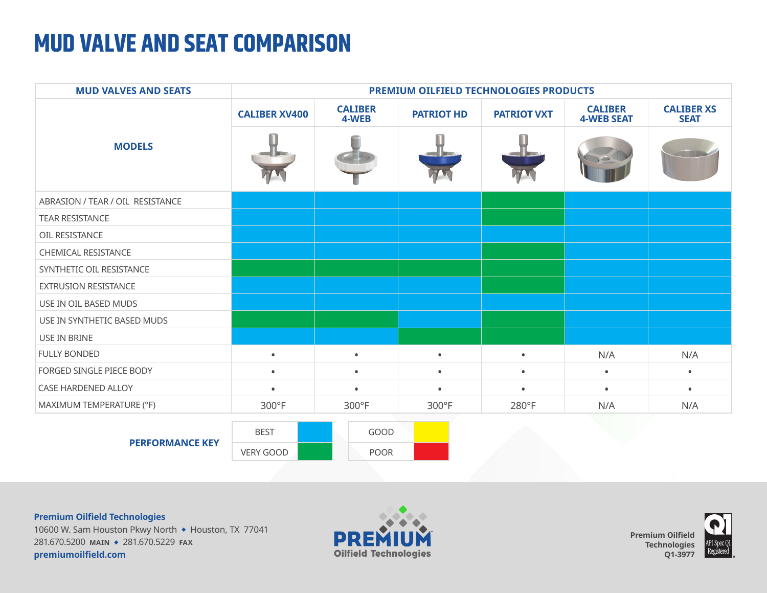# MUD VALVE AND SEAT COMPARISON

| MUD VALVES AND SEATS | PREMIUM OILFIELD TECHNOLOGIES PRODUCTS | | | | | |
|---|---|---|---|---|---|---|
| MODELS | CALIBER XV400 | CALIBER 4-WEB | PATRIOT HD | PATRIOT VXT | CALIBER 4-WEB SEAT | CALIBER XS SEAT |
| ABRASION / TEAR / OIL RESISTANCE | BEST | BEST | BEST | VERY GOOD | BEST | BEST |
| TEAR RESISTANCE | BEST | BEST | BEST | VERY GOOD | BEST | BEST |
| OIL RESISTANCE | BEST | BEST | BEST | BEST | BEST | BEST |
| CHEMICAL RESISTANCE | BEST | BEST | BEST | VERY GOOD | BEST | BEST |
| SYNTHETIC OIL RESISTANCE | VERY GOOD | VERY GOOD | VERY GOOD | VERY GOOD | BEST | BEST |
| EXTRUSION RESISTANCE | BEST | BEST | BEST | VERY GOOD | BEST | BEST |
| USE IN OIL BASED MUDS | BEST | BEST | BEST | BEST | BEST | BEST |
| USE IN SYNTHETIC BASED MUDS | VERY GOOD | VERY GOOD | BEST | VERY GOOD | BEST | BEST |
| USE IN BRINE | BEST | BEST | VERY GOOD | VERY GOOD | BEST | BEST |
| FULLY BONDED | • | • | • | • | N/A | N/A |
| FORGED SINGLE PIECE BODY | • | • | • | • | • | • |
| CASE HARDENED ALLOY | • | • | • | • | • | • |
| MAXIMUM TEMPERATURE (°F) | 300°F | 300°F | 300°F | 280°F | N/A | N/A |

**PERFORMANCE KEY**

| | | | |
|---|---|---|---|
| BEST | Blue | GOOD | Yellow |
| VERY GOOD | Green | POOR | Red |

**Premium Oilfield Technologies**
10600 W. Sam Houston Pkwy North ◆ Houston, TX 77041
281.670.5200 **MAIN** ◆ 281.670.5229 **FAX**
**premiumoilfield.com**

PREMIUM Oilfield Technologies

**Premium Oilfield Technologies Q1-3977**
API Spec Q1 Registered